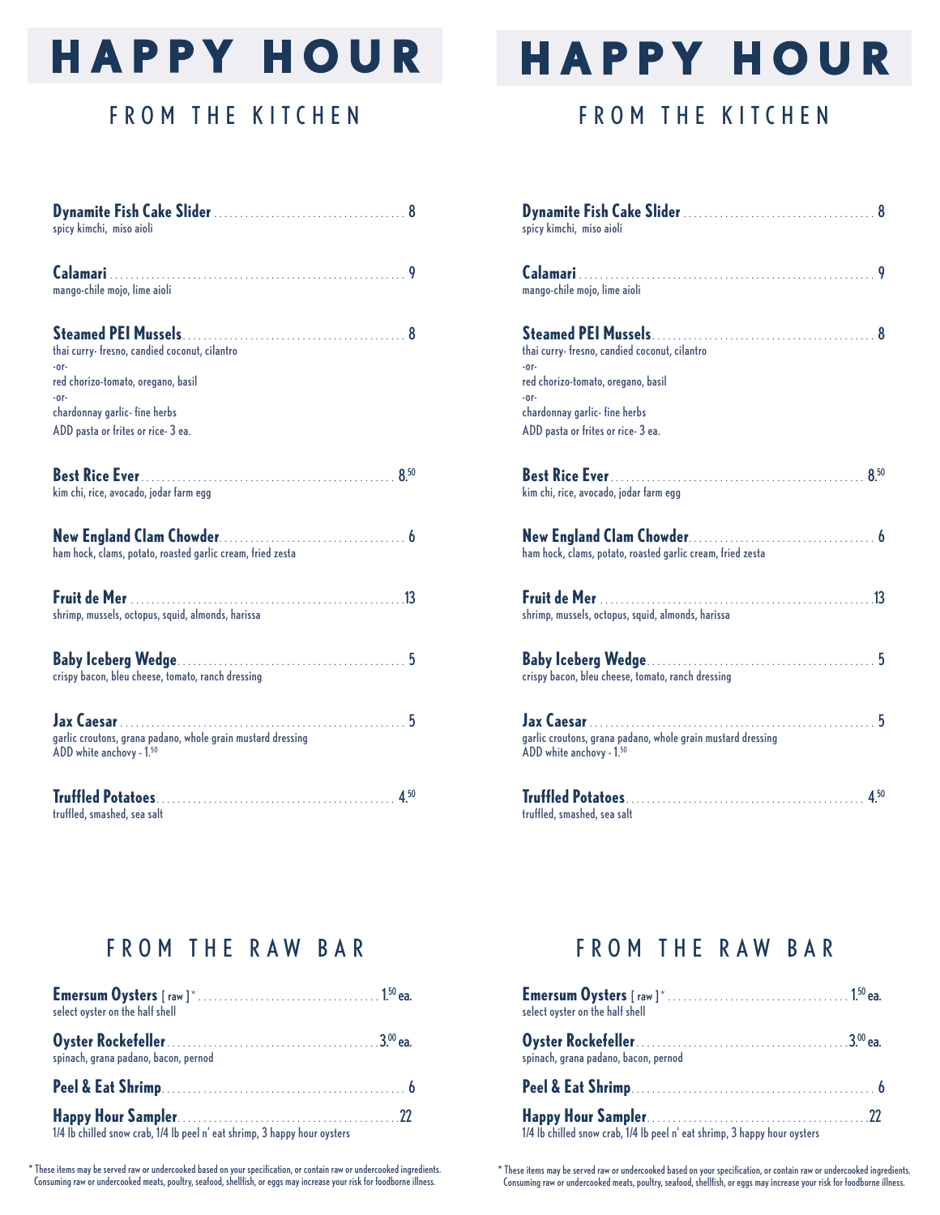# HAPPY HOUR

## FROM THE KITCHEN

**Dynamite Fish Cake Slider** .................................... 8
spicy kimchi, miso aioli

**Calamari** .................................... 9
mango-chile mojo, lime aioli

**Steamed PEI Mussels** .................................... 8
thai curry- fresno, candied coconut, cilantro
-or-
red chorizo-tomato, oregano, basil
-or-
chardonnay garlic- fine herbs
ADD pasta or frites or rice- 3 ea.

**Best Rice Ever** .................................... 8.50
kim chi, rice, avocado, jodar farm egg

**New England Clam Chowder** .................................... 6
ham hock, clams, potato, roasted garlic cream, fried zesta

**Fruit de Mer** .................................... 13
shrimp, mussels, octopus, squid, almonds, harissa

**Baby Iceberg Wedge** .................................... 5
crispy bacon, bleu cheese, tomato, ranch dressing

**Jax Caesar** .................................... 5
garlic croutons, grana padano, whole grain mustard dressing
ADD white anchovy - 1.50

**Truffled Potatoes** .................................... 4.50
truffled, smashed, sea salt

## FROM THE RAW BAR

**Emersum Oysters** [ raw ]* .................................... 1.50 ea.
select oyster on the half shell

**Oyster Rockefeller** .................................... 3.00 ea.
spinach, grana padano, bacon, pernod

**Peel & Eat Shrimp** .................................... 6

**Happy Hour Sampler** .................................... 22
1/4 lb chilled snow crab, 1/4 lb peel n' eat shrimp, 3 happy hour oysters

\* These items may be served raw or undercooked based on your specification, or contain raw or undercooked ingredients. Consuming raw or undercooked meats, poultry, seafood, shellfish, or eggs may increase your risk for foodborne illness.

# HAPPY HOUR

## FROM THE KITCHEN

**Dynamite Fish Cake Slider** .................................... 8
spicy kimchi, miso aioli

**Calamari** .................................... 9
mango-chile mojo, lime aioli

**Steamed PEI Mussels** .................................... 8
thai curry- fresno, candied coconut, cilantro
-or-
red chorizo-tomato, oregano, basil
-or-
chardonnay garlic- fine herbs
ADD pasta or frites or rice- 3 ea.

**Best Rice Ever** .................................... 8.50
kim chi, rice, avocado, jodar farm egg

**New England Clam Chowder** .................................... 6
ham hock, clams, potato, roasted garlic cream, fried zesta

**Fruit de Mer** .................................... 13
shrimp, mussels, octopus, squid, almonds, harissa

**Baby Iceberg Wedge** .................................... 5
crispy bacon, bleu cheese, tomato, ranch dressing

**Jax Caesar** .................................... 5
garlic croutons, grana padano, whole grain mustard dressing
ADD white anchovy - 1.50

**Truffled Potatoes** .................................... 4.50
truffled, smashed, sea salt

## FROM THE RAW BAR

**Emersum Oysters** [ raw ]* .................................... 1.50 ea.
select oyster on the half shell

**Oyster Rockefeller** .................................... 3.00 ea.
spinach, grana padano, bacon, pernod

**Peel & Eat Shrimp** .................................... 6

**Happy Hour Sampler** .................................... 22
1/4 lb chilled snow crab, 1/4 lb peel n' eat shrimp, 3 happy hour oysters

\* These items may be served raw or undercooked based on your specification, or contain raw or undercooked ingredients. Consuming raw or undercooked meats, poultry, seafood, shellfish, or eggs may increase your risk for foodborne illness.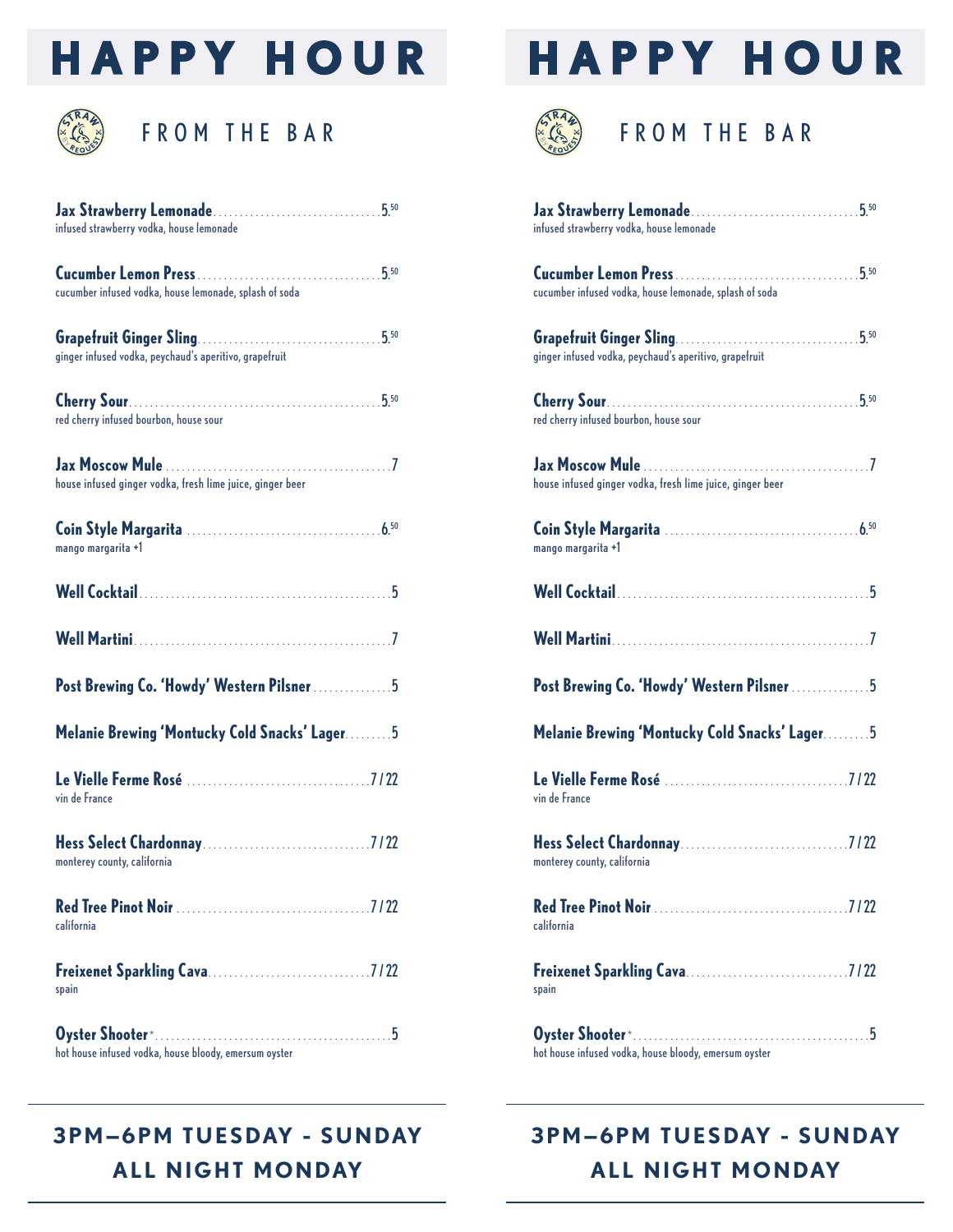# HAPPY HOUR

## FROM THE BAR

**Jax Strawberry Lemonade** .......... 5.50
infused strawberry vodka, house lemonade

**Cucumber Lemon Press** .......... 5.50
cucumber infused vodka, house lemonade, splash of soda

**Grapefruit Ginger Sling** .......... 5.50
ginger infused vodka, peychaud's aperitivo, grapefruit

**Cherry Sour** .......... 5.50
red cherry infused bourbon, house sour

**Jax Moscow Mule** .......... 7
house infused ginger vodka, fresh lime juice, ginger beer

**Coin Style Margarita** .......... 6.50
mango margarita +1

**Well Cocktail** .......... 5

**Well Martini** .......... 7

**Post Brewing Co. 'Howdy' Western Pilsner** .......... 5

**Melanie Brewing 'Montucky Cold Snacks' Lager** .......... 5

**Le Vielle Ferme Rosé** .......... 7 / 22
vin de France

**Hess Select Chardonnay** .......... 7 / 22
monterey county, california

**Red Tree Pinot Noir** .......... 7 / 22
california

**Freixenet Sparkling Cava** .......... 7 / 22
spain

**Oyster Shooter*** .......... 5
hot house infused vodka, house bloody, emersum oyster

**3PM–6PM TUESDAY - SUNDAY**
**ALL NIGHT MONDAY**

# HAPPY HOUR

## FROM THE BAR

**Jax Strawberry Lemonade** .......... 5.50
infused strawberry vodka, house lemonade

**Cucumber Lemon Press** .......... 5.50
cucumber infused vodka, house lemonade, splash of soda

**Grapefruit Ginger Sling** .......... 5.50
ginger infused vodka, peychaud's aperitivo, grapefruit

**Cherry Sour** .......... 5.50
red cherry infused bourbon, house sour

**Jax Moscow Mule** .......... 7
house infused ginger vodka, fresh lime juice, ginger beer

**Coin Style Margarita** .......... 6.50
mango margarita +1

**Well Cocktail** .......... 5

**Well Martini** .......... 7

**Post Brewing Co. 'Howdy' Western Pilsner** .......... 5

**Melanie Brewing 'Montucky Cold Snacks' Lager** .......... 5

**Le Vielle Ferme Rosé** .......... 7 / 22
vin de France

**Hess Select Chardonnay** .......... 7 / 22
monterey county, california

**Red Tree Pinot Noir** .......... 7 / 22
california

**Freixenet Sparkling Cava** .......... 7 / 22
spain

**Oyster Shooter*** .......... 5
hot house infused vodka, house bloody, emersum oyster

**3PM–6PM TUESDAY - SUNDAY**
**ALL NIGHT MONDAY**